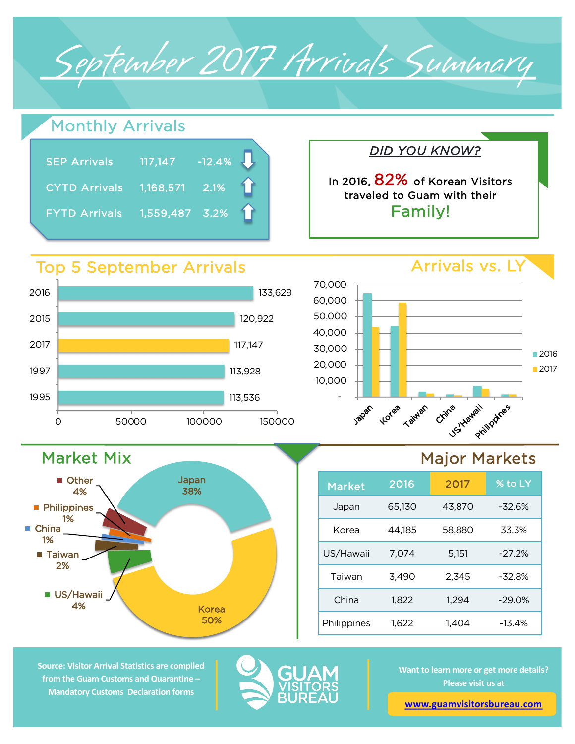# September 2017 Arrivals Summary

## Monthly Arrivals

| | | |
|---|---|---|
| SEP Arrivals | 117,147 | -12.4% ↓ |
| CYTD Arrivals | 1,168,571 | 2.1% ↑ |
| FYTD Arrivals | 1,559,487 | 3.2% ↑ |

**DID YOU KNOW?**

In 2016, **82%** of Korean Visitors traveled to Guam with their **Family!**

## Top 5 September Arrivals

| Year | Arrivals |
|---|---|
| 2016 | 133,629 |
| 2015 | 120,922 |
| 2017 | 117,147 |
| 1997 | 113,928 |
| 1995 | 113,536 |

## Arrivals vs. LY

## Market Mix

| Market | Share |
|---|---|
| Japan | 38% |
| Korea | 50% |
| US/Hawaii | 4% |
| Taiwan | 2% |
| China | 1% |
| Philippines | 1% |
| Other | 4% |

## Major Markets

| Market | 2016 | 2017 | % to LY |
|---|---|---|---|
| Japan | 65,130 | 43,870 | -32.6% |
| Korea | 44,185 | 58,880 | 33.3% |
| US/Hawaii | 7,074 | 5,151 | -27.2% |
| Taiwan | 3,490 | 2,345 | -32.8% |
| China | 1,822 | 1,294 | -29.0% |
| Philippines | 1,622 | 1,404 | -13.4% |

Source: Visitor Arrival Statistics are compiled from the Guam Customs and Quarantine – Mandatory Customs Declaration forms

GUAM VISITORS BUREAU

Want to learn more or get more details? Please visit us at

www.guamvisitorsbureau.com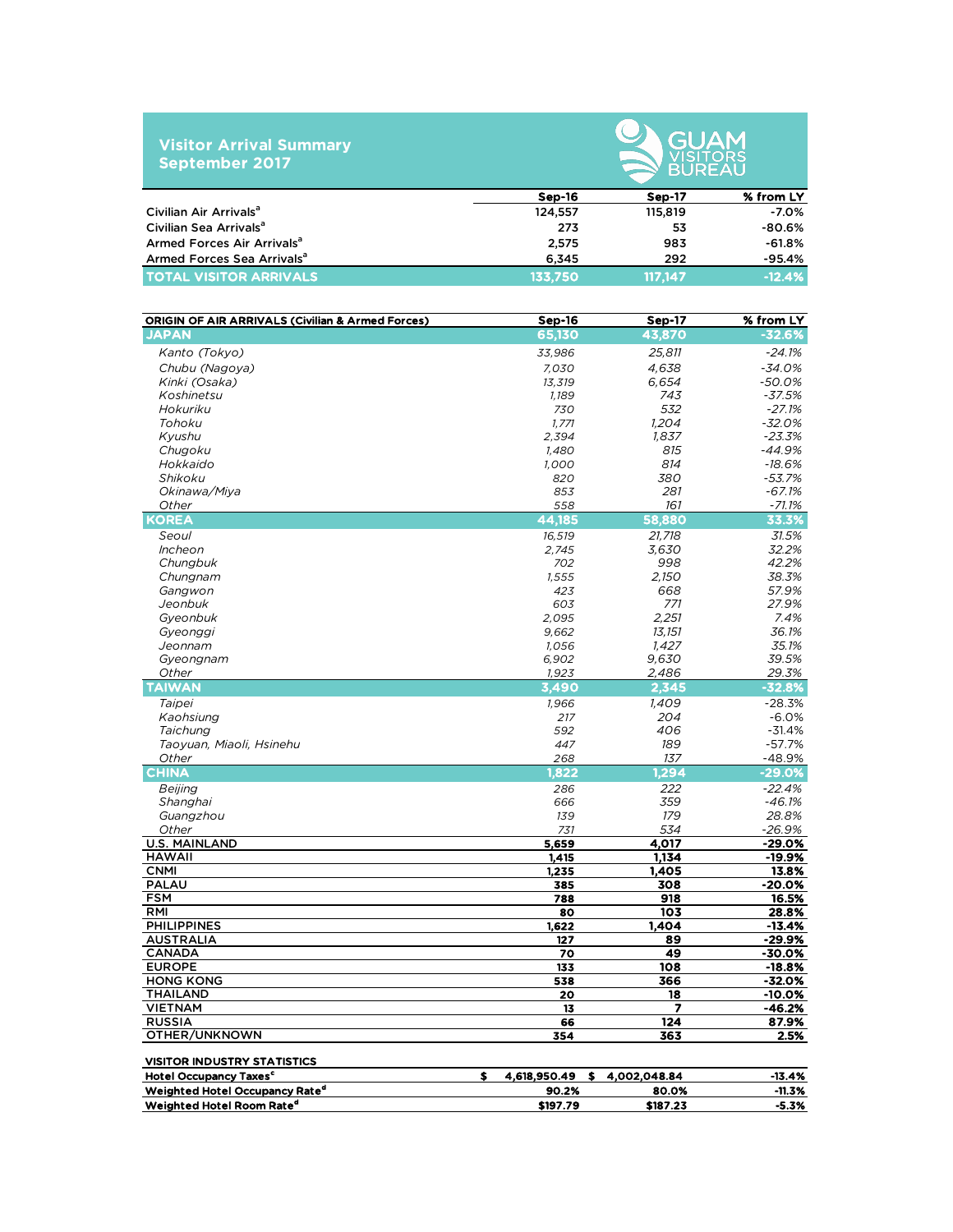# Visitor Arrival Summary
## September 2017

GUAM VISITORS BUREAU

| | Sep-16 | Sep-17 | % from LY |
|---|---|---|---|
| Civilian Air Arrivals[a] | 124,557 | 115,819 | -7.0% |
| Civilian Sea Arrivals[a] | 273 | 53 | -80.6% |
| Armed Forces Air Arrivals[a] | 2,575 | 983 | -61.8% |
| Armed Forces Sea Arrivals[a] | 6,345 | 292 | -95.4% |
| **TOTAL VISITOR ARRIVALS** | **133,750** | **117,147** | **-12.4%** |

| ORIGIN OF AIR ARRIVALS (Civilian & Armed Forces) | Sep-16 | Sep-17 | % from LY |
|---|---|---|---|
| **JAPAN** | **65,130** | **43,870** | **-32.6%** |
| *Kanto (Tokyo)* | *33,986* | *25,811* | *-24.1%* |
| *Chubu (Nagoya)* | *7,030* | *4,638* | *-34.0%* |
| *Kinki (Osaka)* | *13,319* | *6,654* | *-50.0%* |
| *Koshinetsu* | *1,189* | *743* | *-37.5%* |
| *Hokuriku* | *730* | *532* | *-27.1%* |
| *Tohoku* | *1,771* | *1,204* | *-32.0%* |
| *Kyushu* | *2,394* | *1,837* | *-23.3%* |
| *Chugoku* | *1,480* | *815* | *-44.9%* |
| *Hokkaido* | *1,000* | *814* | *-18.6%* |
| *Shikoku* | *820* | *380* | *-53.7%* |
| *Okinawa/Miya* | *853* | *281* | *-67.1%* |
| *Other* | *558* | *161* | *-71.1%* |
| **KOREA** | **44,185** | **58,880** | **33.3%** |
| *Seoul* | *16,519* | *21,718* | *31.5%* |
| *Incheon* | *2,745* | *3,630* | *32.2%* |
| *Chungbuk* | *702* | *998* | *42.2%* |
| *Chungnam* | *1,555* | *2,150* | *38.3%* |
| *Gangwon* | *423* | *668* | *57.9%* |
| *Jeonbuk* | *603* | *771* | *27.9%* |
| *Gyeonbuk* | *2,095* | *2,251* | *7.4%* |
| *Gyeonggi* | *9,662* | *13,151* | *36.1%* |
| *Jeonnam* | *1,056* | *1,427* | *35.1%* |
| *Gyeongnam* | *6,902* | *9,630* | *39.5%* |
| *Other* | *1,923* | *2,486* | *29.3%* |
| **TAIWAN** | **3,490** | **2,345** | **-32.8%** |
| *Taipei* | *1,966* | *1,409* | *-28.3%* |
| *Kaohsiung* | *217* | *204* | *-6.0%* |
| *Taichung* | *592* | *406* | *-31.4%* |
| *Taoyuan, Miaoli, Hsinehu* | *447* | *189* | *-57.7%* |
| *Other* | *268* | *137* | *-48.9%* |
| **CHINA** | **1,822** | **1,294** | **-29.0%** |
| *Beijing* | *286* | *222* | *-22.4%* |
| *Shanghai* | *666* | *359* | *-46.1%* |
| *Guangzhou* | *139* | *179* | *28.8%* |
| *Other* | *731* | *534* | *-26.9%* |
| **U.S. MAINLAND** | **5,659** | **4,017** | **-29.0%** |
| **HAWAII** | **1,415** | **1,134** | **-19.9%** |
| **CNMI** | **1,235** | **1,405** | **13.8%** |
| **PALAU** | **385** | **308** | **-20.0%** |
| **FSM** | **788** | **918** | **16.5%** |
| **RMI** | **80** | **103** | **28.8%** |
| **PHILIPPINES** | **1,622** | **1,404** | **-13.4%** |
| **AUSTRALIA** | **127** | **89** | **-29.9%** |
| **CANADA** | **70** | **49** | **-30.0%** |
| **EUROPE** | **133** | **108** | **-18.8%** |
| **HONG KONG** | **538** | **366** | **-32.0%** |
| **THAILAND** | **20** | **18** | **-10.0%** |
| **VIETNAM** | **13** | **7** | **-46.2%** |
| **RUSSIA** | **66** | **124** | **87.9%** |
| **OTHER/UNKNOWN** | **354** | **363** | **2.5%** |

| VISITOR INDUSTRY STATISTICS | Sep-16 | Sep-17 | % from LY |
|---|---|---|---|
| **Hotel Occupancy Taxes[c]** | **$ 4,618,950.49** | **$ 4,002,048.84** | **-13.4%** |
| **Weighted Hotel Occupancy Rate[d]** | **90.2%** | **80.0%** | **-11.3%** |
| **Weighted Hotel Room Rate[d]** | **$197.79** | **$187.23** | **-5.3%** |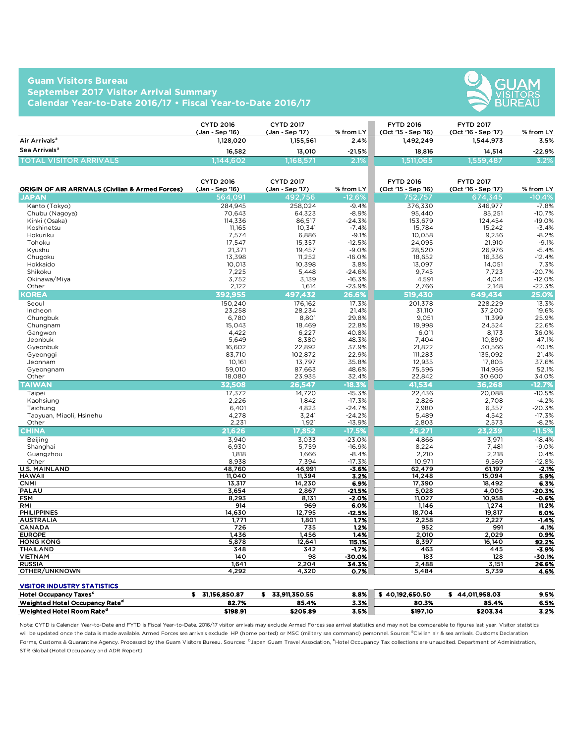# Guam Visitors Bureau
## September 2017 Visitor Arrival Summary
## Calendar Year-to-Date 2016/17 • Fiscal Year-to-Date 2016/17

| | CYTD 2016 (Jan - Sep '16) | CYTD 2017 (Jan - Sep '17) | % from LY | FYTD 2016 (Oct '15 - Sep '16) | FYTD 2017 (Oct '16 - Sep '17) | % from LY |
|---|---|---|---|---|---|---|
| Air Arrivals[a] | 1,128,020 | 1,155,561 | 2.4% | 1,492,249 | 1,544,973 | 3.5% |
| Sea Arrivals[a] | 16,582 | 13,010 | -21.5% | 18,816 | 14,514 | -22.9% |
| **TOTAL VISITOR ARRIVALS** | **1,144,602** | **1,168,571** | **2.1%** | **1,511,065** | **1,559,487** | **3.2%** |

| ORIGIN OF AIR ARRIVALS (Civilian & Armed Forces) | CYTD 2016 (Jan - Sep '16) | CYTD 2017 (Jan - Sep '17) | % from LY | FYTD 2016 (Oct '15 - Sep '16) | FYTD 2017 (Oct '16 - Sep '17) | % from LY |
|---|---|---|---|---|---|---|
| **JAPAN** | **564,091** | **492,756** | **-12.6%** | **752,757** | **674,345** | **-10.4%** |
| Kanto (Tokyo) | 284,945 | 258,024 | -9.4% | 376,330 | 346,977 | -7.8% |
| Chubu (Nagoya) | 70,643 | 64,323 | -8.9% | 95,440 | 85,251 | -10.7% |
| Kinki (Osaka) | 114,336 | 86,517 | -24.3% | 153,679 | 124,454 | -19.0% |
| Koshinetsu | 11,165 | 10,341 | -7.4% | 15,784 | 15,242 | -3.4% |
| Hokuriku | 7,574 | 6,886 | -9.1% | 10,058 | 9,236 | -8.2% |
| Tohoku | 17,547 | 15,357 | -12.5% | 24,095 | 21,910 | -9.1% |
| Kyushu | 21,371 | 19,457 | -9.0% | 28,520 | 26,976 | -5.4% |
| Chugoku | 13,398 | 11,252 | -16.0% | 18,652 | 16,336 | -12.4% |
| Hokkaido | 10,013 | 10,398 | 3.8% | 13,097 | 14,051 | 7.3% |
| Shikoku | 7,225 | 5,448 | -24.6% | 9,745 | 7,723 | -20.7% |
| Okinawa/Miya | 3,752 | 3,139 | -16.3% | 4,591 | 4,041 | -12.0% |
| Other | 2,122 | 1,614 | -23.9% | 2,766 | 2,148 | -22.3% |
| **KOREA** | **392,955** | **497,432** | **26.6%** | **519,430** | **649,434** | **25.0%** |
| Seoul | 150,240 | 176,162 | 17.3% | 201,378 | 228,229 | 13.3% |
| Incheon | 23,258 | 28,234 | 21.4% | 31,110 | 37,200 | 19.6% |
| Chungbuk | 6,780 | 8,801 | 29.8% | 9,051 | 11,399 | 25.9% |
| Chungnam | 15,043 | 18,469 | 22.8% | 19,998 | 24,524 | 22.6% |
| Gangwon | 4,422 | 6,227 | 40.8% | 6,011 | 8,173 | 36.0% |
| Jeonbuk | 5,649 | 8,380 | 48.3% | 7,404 | 10,890 | 47.1% |
| Gyeonbuk | 16,602 | 22,892 | 37.9% | 21,822 | 30,566 | 40.1% |
| Gyeonggi | 83,710 | 102,872 | 22.9% | 111,283 | 135,092 | 21.4% |
| Jeonnam | 10,161 | 13,797 | 35.8% | 12,935 | 17,805 | 37.6% |
| Gyeongnam | 59,010 | 87,663 | 48.6% | 75,596 | 114,956 | 52.1% |
| Other | 18,080 | 23,935 | 32.4% | 22,842 | 30,600 | 34.0% |
| **TAIWAN** | **32,508** | **26,547** | **-18.3%** | **41,534** | **36,268** | **-12.7%** |
| Taipei | 17,372 | 14,720 | -15.3% | 22,436 | 20,088 | -10.5% |
| Kaohsiung | 2,226 | 1,842 | -17.3% | 2,826 | 2,708 | -4.2% |
| Taichung | 6,401 | 4,823 | -24.7% | 7,980 | 6,357 | -20.3% |
| Taoyuan, Miaoli, Hsinchu | 4,278 | 3,241 | -24.2% | 5,489 | 4,542 | -17.3% |
| Other | 2,231 | 1,921 | -13.9% | 2,803 | 2,573 | -8.2% |
| **CHINA** | **21,626** | **17,852** | **-17.5%** | **26,271** | **23,239** | **-11.5%** |
| Beijing | 3,940 | 3,033 | -23.0% | 4,866 | 3,971 | -18.4% |
| Shanghai | 6,930 | 5,759 | -16.9% | 8,224 | 7,481 | -9.0% |
| Guangzhou | 1,818 | 1,666 | -8.4% | 2,210 | 2,218 | 0.4% |
| Other | 8,938 | 7,394 | -17.3% | 10,971 | 9,569 | -12.8% |
| **U.S. MAINLAND** | 48,760 | 46,991 | **-3.6%** | 62,479 | 61,197 | **-2.1%** |
| **HAWAII** | 11,040 | 11,394 | **3.2%** | 14,248 | 15,094 | **5.9%** |
| **CNMI** | 13,317 | 14,230 | **6.9%** | 17,390 | 18,492 | **6.3%** |
| **PALAU** | 3,654 | 2,867 | **-21.5%** | 5,028 | 4,005 | **-20.3%** |
| **FSM** | 8,293 | 8,131 | **-2.0%** | 11,027 | 10,958 | **-0.6%** |
| **RMI** | 914 | 969 | **6.0%** | 1,146 | 1,274 | **11.2%** |
| **PHILIPPINES** | 14,630 | 12,795 | **-12.5%** | 18,704 | 19,817 | **6.0%** |
| **AUSTRALIA** | 1,771 | 1,801 | **1.7%** | 2,258 | 2,227 | **-1.4%** |
| **CANADA** | 726 | 735 | **1.2%** | 952 | 991 | **4.1%** |
| **EUROPE** | 1,436 | 1,456 | **1.4%** | 2,010 | 2,029 | **0.9%** |
| **HONG KONG** | 5,878 | 12,641 | **115.1%** | 8,397 | 16,140 | **92.2%** |
| **THAILAND** | 348 | 342 | **-1.7%** | 463 | 445 | **-3.9%** |
| **VIETNAM** | 140 | 98 | **-30.0%** | 183 | 128 | **-30.1%** |
| **RUSSIA** | 1,641 | 2,204 | **34.3%** | 2,488 | 3,151 | **26.6%** |
| **OTHER/UNKNOWN** | 4,292 | 4,320 | **0.7%** | 5,484 | 5,739 | **4.6%** |

### VISITOR INDUSTRY STATISTICS

| | CYTD 2016 | CYTD 2017 | % from LY | FYTD 2016 | FYTD 2017 | % from LY |
|---|---|---|---|---|---|---|
| **Hotel Occupancy Taxes[c]** | **$ 31,156,850.87** | **$ 33,911,350.55** | **8.8%** | **$ 40,192,650.50** | **$ 44,011,958.03** | **9.5%** |
| **Weighted Hotel Occupancy Rate[d]** | **82.7%** | **85.4%** | **3.3%** | **80.3%** | **85.4%** | **6.5%** |
| **Weighted Hotel Room Rate[d]** | **$198.91** | **$205.89** | **3.5%** | **$197.10** | **$203.34** | **3.2%** |

Note: CYTD is Calendar Year-to-Date and FYTD is Fiscal Year-to-Date. 2016/17 visitor arrivals may exclude Armed Forces sea arrival statistics and may not be comparable to figures last year. Visitor statistics will be updated once the data is made available. Armed Forces sea arrivals exclude HP (home ported) or MSC (military sea command) personnel. Source: [a]Civilian air & sea arrivals. Customs Declaration Forms, Customs & Quarantine Agency. Processed by the Guam Visitors Bureau. Sources: [b]Japan Guam Travel Association, [c]Hotel Occupancy Tax collections are unaudited. Department of Administration, STR Global (Hotel Occupancy and ADR Report)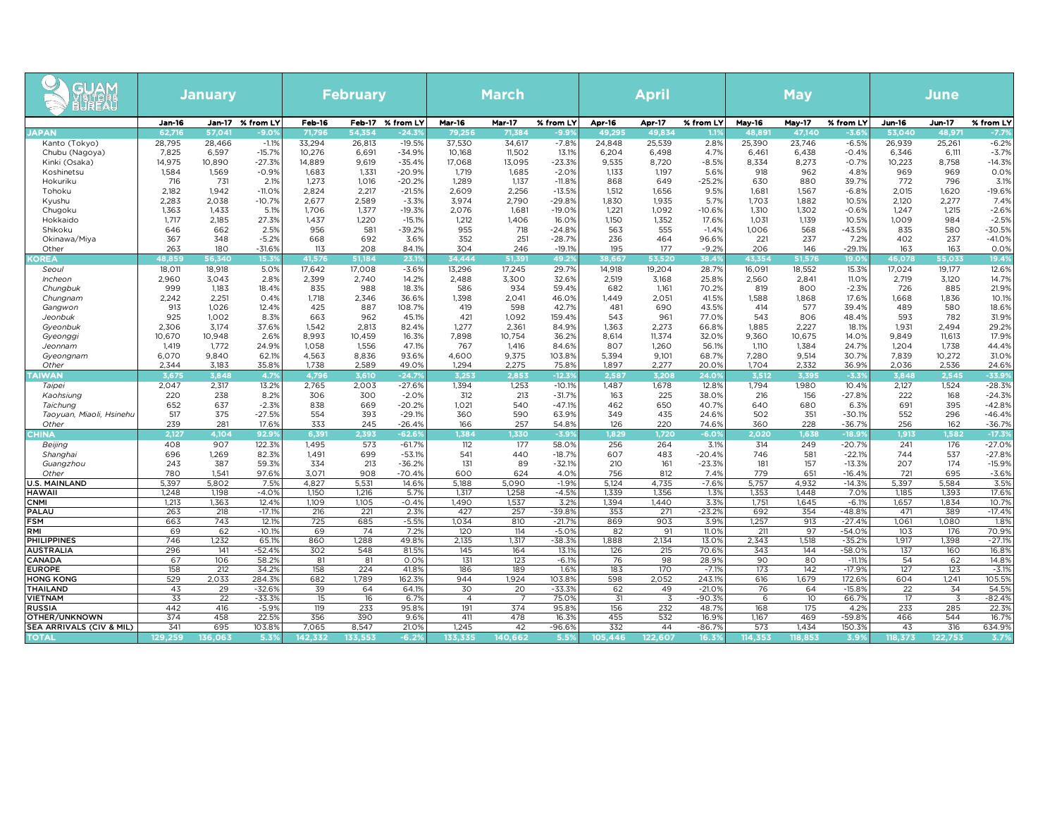| GUAM VISITORS BUREAU | January | | | February | | | March | | | April | | | May | | | June | | |
|---|---|---|---|---|---|---|---|---|---|---|---|---|---|---|---|---|---|---|
| | Jan-16 | Jan-17 | % from LY | Feb-16 | Feb-17 | % from LY | Mar-16 | Mar-17 | % from LY | Apr-16 | Apr-17 | % from LY | May-16 | May-17 | % from LY | Jun-16 | Jun-17 | % from LY |
| **JAPAN** | 62,716 | 57,041 | -9.0% | 71,796 | 54,354 | -24.3% | 79,256 | 71,384 | -9.9% | 49,295 | 49,834 | 1.1% | 48,891 | 47,140 | -3.6% | 53,040 | 48,971 | -7.7% |
| Kanto (Tokyo) | 28,795 | 28,466 | -1.1% | 33,294 | 26,813 | -19.5% | 37,530 | 34,617 | -7.8% | 24,848 | 25,539 | 2.8% | 25,390 | 23,746 | -6.5% | 26,939 | 25,261 | -6.2% |
| Chubu (Nagoya) | 7,825 | 6,597 | -15.7% | 10,276 | 6,691 | -34.9% | 10,168 | 11,502 | 13.1% | 6,204 | 6,498 | 4.7% | 6,461 | 6,438 | -0.4% | 6,346 | 6,111 | -3.7% |
| Kinki (Osaka) | 14,975 | 10,890 | -27.3% | 14,889 | 9,619 | -35.4% | 17,068 | 13,095 | -23.3% | 9,535 | 8,720 | -8.5% | 8,334 | 8,273 | -0.7% | 10,223 | 8,758 | -14.3% |
| Koshinetsu | 1,584 | 1,569 | -0.9% | 1,683 | 1,331 | -20.9% | 1,719 | 1,685 | -2.0% | 1,133 | 1,197 | 5.6% | 918 | 962 | 4.8% | 969 | 969 | 0.0% |
| Hokuriku | 716 | 731 | 2.1% | 1,273 | 1,016 | -20.2% | 1,289 | 1,137 | -11.8% | 868 | 649 | -25.2% | 630 | 880 | 39.7% | 772 | 796 | 3.1% |
| Tohoku | 2,182 | 1,942 | -11.0% | 2,824 | 2,217 | -21.5% | 2,609 | 2,256 | -13.5% | 1,512 | 1,656 | 9.5% | 1,681 | 1,567 | -6.8% | 2,015 | 1,620 | -19.6% |
| Kyushu | 2,283 | 2,038 | -10.7% | 2,677 | 2,589 | -3.3% | 3,974 | 2,790 | -29.8% | 1,830 | 1,935 | 5.7% | 1,703 | 1,882 | 10.5% | 2,120 | 2,277 | 7.4% |
| Chugoku | 1,363 | 1,433 | 5.1% | 1,706 | 1,377 | -19.3% | 2,076 | 1,681 | -19.0% | 1,221 | 1,092 | -10.6% | 1,310 | 1,302 | -0.6% | 1,247 | 1,215 | -2.6% |
| Hokkaido | 1,717 | 2,185 | 27.3% | 1,437 | 1,220 | -15.1% | 1,212 | 1,406 | 16.0% | 1,150 | 1,352 | 17.6% | 1,031 | 1,139 | 10.5% | 1,009 | 984 | -2.5% |
| Shikoku | 646 | 662 | 2.5% | 956 | 581 | -39.2% | 955 | 718 | -24.8% | 563 | 555 | -1.4% | 1,006 | 568 | -43.5% | 835 | 580 | -30.5% |
| Okinawa/Miya | 367 | 348 | -5.2% | 668 | 692 | 3.6% | 352 | 251 | -28.7% | 236 | 464 | 96.6% | 221 | 237 | 7.2% | 402 | 237 | -41.0% |
| Other | 263 | 180 | -31.6% | 113 | 208 | 84.1% | 304 | 246 | -19.1% | 195 | 177 | -9.2% | 206 | 146 | -29.1% | 163 | 163 | 0.0% |
| **KOREA** | 48,859 | 56,340 | 15.3% | 41,576 | 51,184 | 23.1% | 34,444 | 51,391 | 49.2% | 38,667 | 53,520 | 38.4% | 43,354 | 51,576 | 19.0% | 46,078 | 55,033 | 19.4% |
| *Seoul* | 18,011 | 18,918 | 5.0% | 17,642 | 17,008 | -3.6% | 13,296 | 17,245 | 29.7% | 14,918 | 19,204 | 28.7% | 16,091 | 18,552 | 15.3% | 17,024 | 19,177 | 12.6% |
| *Incheon* | 2,960 | 3,043 | 2.8% | 2,399 | 2,740 | 14.2% | 2,488 | 3,300 | 32.6% | 2,519 | 3,168 | 25.8% | 2,560 | 2,841 | 11.0% | 2,719 | 3,120 | 14.7% |
| *Chungbuk* | 999 | 1,183 | 18.4% | 835 | 988 | 18.3% | 586 | 934 | 59.4% | 682 | 1,161 | 70.2% | 819 | 800 | -2.3% | 726 | 885 | 21.9% |
| *Chungnam* | 2,242 | 2,251 | 0.4% | 1,718 | 2,346 | 36.6% | 1,398 | 2,041 | 46.0% | 1,449 | 2,051 | 41.5% | 1,588 | 1,868 | 17.6% | 1,668 | 1,836 | 10.1% |
| *Gangwon* | 913 | 1,026 | 12.4% | 425 | 887 | 108.7% | 419 | 598 | 42.7% | 481 | 690 | 43.5% | 414 | 577 | 39.4% | 489 | 580 | 18.6% |
| *Jeonbuk* | 925 | 1,002 | 8.3% | 663 | 962 | 45.1% | 421 | 1,092 | 159.4% | 543 | 961 | 77.0% | 543 | 806 | 48.4% | 593 | 782 | 31.9% |
| *Gyeonbuk* | 2,306 | 3,174 | 37.6% | 1,542 | 2,813 | 82.4% | 1,277 | 2,361 | 84.9% | 1,363 | 2,273 | 66.8% | 1,885 | 2,227 | 18.1% | 1,931 | 2,494 | 29.2% |
| *Gyeonggi* | 10,670 | 10,948 | 2.6% | 8,993 | 10,459 | 16.3% | 7,898 | 10,754 | 36.2% | 8,614 | 11,374 | 32.0% | 9,360 | 10,675 | 14.0% | 9,849 | 11,613 | 17.9% |
| *Jeonnam* | 1,419 | 1,772 | 24.9% | 1,058 | 1,556 | 47.1% | 767 | 1,416 | 84.6% | 807 | 1,260 | 56.1% | 1,110 | 1,384 | 24.7% | 1,204 | 1,738 | 44.4% |
| *Gyeongnam* | 6,070 | 9,840 | 62.1% | 4,563 | 8,836 | 93.6% | 4,600 | 9,375 | 103.8% | 5,394 | 9,101 | 68.7% | 7,280 | 9,514 | 30.7% | 7,839 | 10,272 | 31.0% |
| *Other* | 2,344 | 3,183 | 35.8% | 1,738 | 2,589 | 49.0% | 1,294 | 2,275 | 75.8% | 1,897 | 2,277 | 20.0% | 1,704 | 2,332 | 36.9% | 2,036 | 2,536 | 24.6% |
| **TAIWAN** | 3,675 | 3,848 | 4.7% | 4,796 | 3,610 | -24.7% | 3,253 | 2,853 | -12.3% | 2,587 | 3,208 | 24.0% | 3,512 | 3,395 | -3.3% | 3,848 | 2,545 | -33.9% |
| *Taipei* | 2,047 | 2,317 | 13.2% | 2,765 | 2,003 | -27.6% | 1,394 | 1,253 | -10.1% | 1,487 | 1,678 | 12.8% | 1,794 | 1,980 | 10.4% | 2,127 | 1,524 | -28.3% |
| *Kaohsiung* | 220 | 238 | 8.2% | 306 | 300 | -2.0% | 312 | 213 | -31.7% | 163 | 225 | 38.0% | 216 | 156 | -27.8% | 222 | 168 | -24.3% |
| *Taichung* | 652 | 637 | -2.3% | 838 | 669 | -20.2% | 1,021 | 540 | -47.1% | 462 | 650 | 40.7% | 640 | 680 | 6.3% | 691 | 395 | -42.8% |
| *Taoyuan, Miaoli, Hsinehu* | 517 | 375 | -27.5% | 554 | 393 | -29.1% | 360 | 590 | 63.9% | 349 | 435 | 24.6% | 502 | 351 | -30.1% | 552 | 296 | -46.4% |
| *Other* | 239 | 281 | 17.6% | 333 | 245 | -26.4% | 166 | 257 | 54.8% | 126 | 220 | 74.6% | 360 | 228 | -36.7% | 256 | 162 | -36.7% |
| **CHINA** | 2,127 | 4,104 | 92.9% | 6,391 | 2,393 | -62.6% | 1,384 | 1,330 | -3.9% | 1,829 | 1,720 | -6.0% | 2,020 | 1,638 | -18.9% | 1,913 | 1,582 | -17.3% |
| *Beijing* | 408 | 907 | 122.3% | 1,495 | 573 | -61.7% | 112 | 177 | 58.0% | 256 | 264 | 3.1% | 314 | 249 | -20.7% | 241 | 176 | -27.0% |
| *Shanghai* | 696 | 1,269 | 82.3% | 1,491 | 699 | -53.1% | 541 | 440 | -18.7% | 607 | 483 | -20.4% | 746 | 581 | -22.1% | 744 | 537 | -27.8% |
| *Guangzhou* | 243 | 387 | 59.3% | 334 | 213 | -36.2% | 131 | 89 | -32.1% | 210 | 161 | -23.3% | 181 | 157 | -13.3% | 207 | 174 | -15.9% |
| *Other* | 780 | 1,541 | 97.6% | 3,071 | 908 | -70.4% | 600 | 624 | 4.0% | 756 | 812 | 7.4% | 779 | 651 | -16.4% | 721 | 695 | -3.6% |
| **U.S. MAINLAND** | 5,397 | 5,802 | 7.5% | 4,827 | 5,531 | 14.6% | 5,188 | 5,090 | -1.9% | 5,124 | 4,735 | -7.6% | 5,757 | 4,932 | -14.3% | 5,397 | 5,584 | 3.5% |
| **HAWAII** | 1,248 | 1,198 | -4.0% | 1,150 | 1,216 | 5.7% | 1,317 | 1,258 | -4.5% | 1,339 | 1,356 | 1.3% | 1,353 | 1,448 | 7.0% | 1,185 | 1,393 | 17.6% |
| **CNMI** | 1,213 | 1,363 | 12.4% | 1,109 | 1,105 | -0.4% | 1,490 | 1,537 | 3.2% | 1,394 | 1,440 | 3.3% | 1,751 | 1,645 | -6.1% | 1,657 | 1,834 | 10.7% |
| **PALAU** | 263 | 218 | -17.1% | 216 | 221 | 2.3% | 427 | 257 | -39.8% | 353 | 271 | -23.2% | 692 | 354 | -48.8% | 471 | 389 | -17.4% |
| **FSM** | 663 | 743 | 12.1% | 725 | 685 | -5.5% | 1,034 | 810 | -21.7% | 869 | 903 | 3.9% | 1,257 | 913 | -27.4% | 1,061 | 1,080 | 1.8% |
| **RMI** | 69 | 62 | -10.1% | 69 | 74 | 7.2% | 120 | 114 | -5.0% | 82 | 91 | 11.0% | 211 | 97 | -54.0% | 103 | 176 | 70.9% |
| **PHILIPPINES** | 746 | 1,232 | 65.1% | 860 | 1,288 | 49.8% | 2,135 | 1,317 | -38.3% | 1,888 | 2,134 | 13.0% | 2,343 | 1,518 | -35.2% | 1,917 | 1,398 | -27.1% |
| **AUSTRALIA** | 296 | 141 | -52.4% | 302 | 548 | 81.5% | 145 | 164 | 13.1% | 126 | 215 | 70.6% | 343 | 144 | -58.0% | 137 | 160 | 16.8% |
| **CANADA** | 67 | 106 | 58.2% | 81 | 81 | 0.0% | 131 | 123 | -6.1% | 76 | 98 | 28.9% | 90 | 80 | -11.1% | 54 | 62 | 14.8% |
| **EUROPE** | 158 | 212 | 34.2% | 158 | 224 | 41.8% | 186 | 189 | 1.6% | 183 | 170 | -7.1% | 173 | 142 | -17.9% | 127 | 123 | -3.1% |
| **HONG KONG** | 529 | 2,033 | 284.3% | 682 | 1,789 | 162.3% | 944 | 1,924 | 103.8% | 598 | 2,052 | 243.1% | 616 | 1,679 | 172.6% | 604 | 1,241 | 105.5% |
| **THAILAND** | 43 | 29 | -32.6% | 39 | 64 | 64.1% | 30 | 20 | -33.3% | 62 | 49 | -21.0% | 76 | 64 | -15.8% | 22 | 34 | 54.5% |
| **VIETNAM** | 33 | 22 | -33.3% | 15 | 16 | 6.7% | 4 | 7 | 75.0% | 31 | 3 | -90.3% | 6 | 10 | 66.7% | 17 | 3 | -82.4% |
| **RUSSIA** | 442 | 416 | -5.9% | 119 | 233 | 95.8% | 191 | 374 | 95.8% | 156 | 232 | 48.7% | 168 | 175 | 4.2% | 233 | 285 | 22.3% |
| **OTHER/UNKNOWN** | 374 | 458 | 22.5% | 356 | 390 | 9.6% | 411 | 478 | 16.3% | 455 | 532 | 16.9% | 1,167 | 469 | -59.8% | 466 | 544 | 16.7% |
| **SEA ARRIVALS (CIV & MIL)** | 341 | 695 | 103.8% | 7,065 | 8,547 | 21.0% | 1,245 | 42 | -96.6% | 332 | 44 | -86.7% | 573 | 1,434 | 150.3% | 43 | 316 | 634.9% |
| **TOTAL** | 129,259 | 136,063 | 5.3% | 142,332 | 133,553 | -6.2% | 133,335 | 140,662 | 5.5% | 105,446 | 122,607 | 16.3% | 114,353 | 118,853 | 3.9% | 118,373 | 122,753 | 3.7% |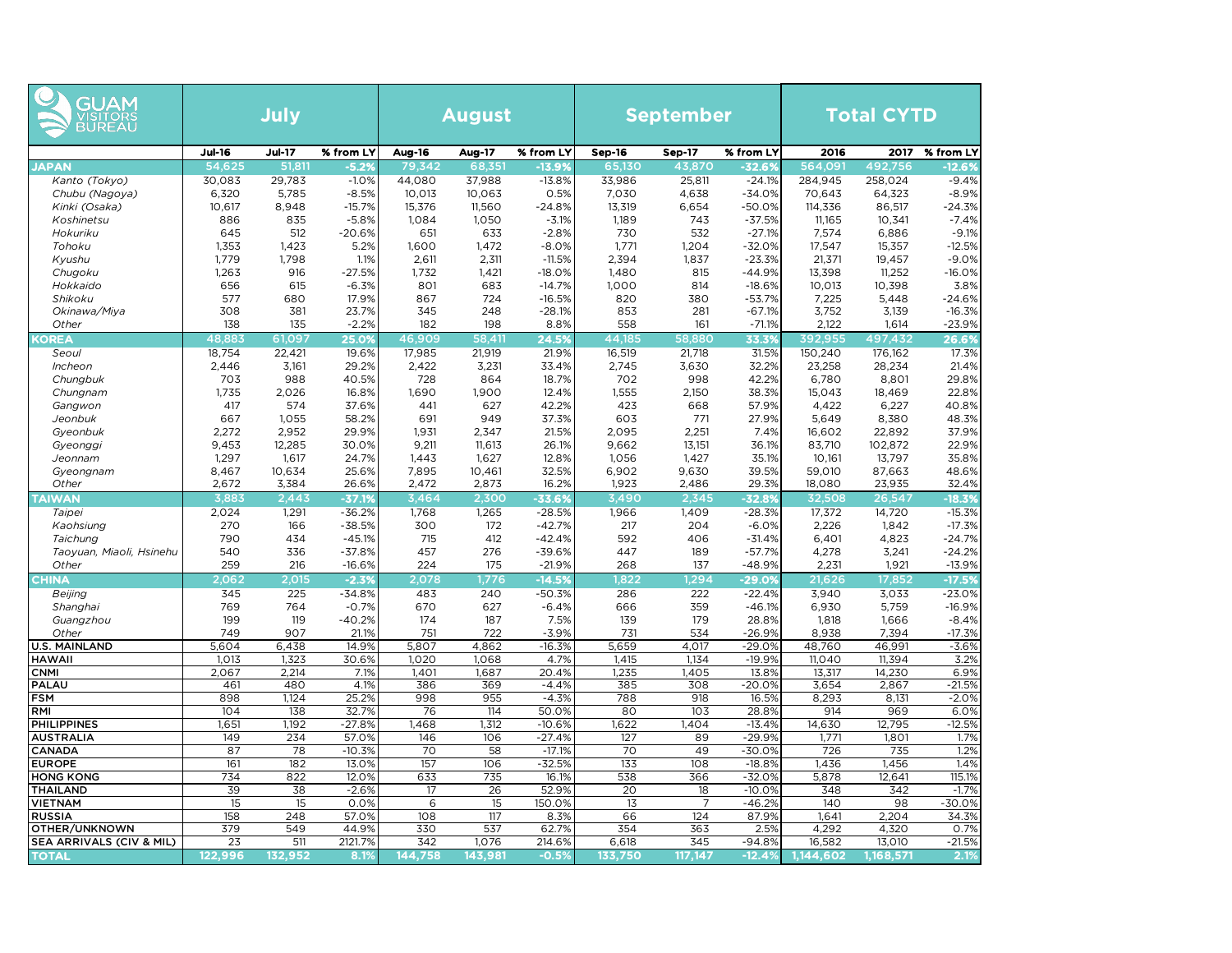| GUAM VISITORS BUREAU | July | | | August | | | September | | | Total CYTD | | |
|---|---|---|---|---|---|---|---|---|---|---|---|---|
| | Jul-16 | Jul-17 | % from LY | Aug-16 | Aug-17 | % from LY | Sep-16 | Sep-17 | % from LY | 2016 | 2017 | % from LY |
| **JAPAN** | 54,625 | 51,811 | -5.2% | 79,342 | 68,351 | -13.9% | 65,130 | 43,870 | -32.6% | 564,091 | 492,756 | -12.6% |
| *Kanto (Tokyo)* | 30,083 | 29,783 | -1.0% | 44,080 | 37,988 | -13.8% | 33,986 | 25,811 | -24.1% | 284,945 | 258,024 | -9.4% |
| *Chubu (Nagoya)* | 6,320 | 5,785 | -8.5% | 10,013 | 10,063 | 0.5% | 7,030 | 4,638 | -34.0% | 70,643 | 64,323 | -8.9% |
| *Kinki (Osaka)* | 10,617 | 8,948 | -15.7% | 15,376 | 11,560 | -24.8% | 13,319 | 6,654 | -50.0% | 114,336 | 86,517 | -24.3% |
| *Koshinetsu* | 886 | 835 | -5.8% | 1,084 | 1,050 | -3.1% | 1,189 | 743 | -37.5% | 11,165 | 10,341 | -7.4% |
| *Hokuriku* | 645 | 512 | -20.6% | 651 | 633 | -2.8% | 730 | 532 | -27.1% | 7,574 | 6,886 | -9.1% |
| *Tohoku* | 1,353 | 1,423 | 5.2% | 1,600 | 1,472 | -8.0% | 1,771 | 1,204 | -32.0% | 17,547 | 15,357 | -12.5% |
| *Kyushu* | 1,779 | 1,798 | 1.1% | 2,611 | 2,311 | -11.5% | 2,394 | 1,837 | -23.3% | 21,371 | 19,457 | -9.0% |
| *Chugoku* | 1,263 | 916 | -27.5% | 1,732 | 1,421 | -18.0% | 1,480 | 815 | -44.9% | 13,398 | 11,252 | -16.0% |
| *Hokkaido* | 656 | 615 | -6.3% | 801 | 683 | -14.7% | 1,000 | 814 | -18.6% | 10,013 | 10,398 | 3.8% |
| *Shikoku* | 577 | 680 | 17.9% | 867 | 724 | -16.5% | 820 | 380 | -53.7% | 7,225 | 5,448 | -24.6% |
| *Okinawa/Miya* | 308 | 381 | 23.7% | 345 | 248 | -28.1% | 853 | 281 | -67.1% | 3,752 | 3,139 | -16.3% |
| *Other* | 138 | 135 | -2.2% | 182 | 198 | 8.8% | 558 | 161 | -71.1% | 2,122 | 1,614 | -23.9% |
| **KOREA** | 48,883 | 61,097 | 25.0% | 46,909 | 58,411 | 24.5% | 44,185 | 58,880 | 33.3% | 392,955 | 497,432 | 26.6% |
| *Seoul* | 18,754 | 22,421 | 19.6% | 17,985 | 21,919 | 21.9% | 16,519 | 21,718 | 31.5% | 150,240 | 176,162 | 17.3% |
| *Incheon* | 2,446 | 3,161 | 29.2% | 2,422 | 3,231 | 33.4% | 2,745 | 3,630 | 32.2% | 23,258 | 28,234 | 21.4% |
| *Chungbuk* | 703 | 988 | 40.5% | 728 | 864 | 18.7% | 702 | 998 | 42.2% | 6,780 | 8,801 | 29.8% |
| *Chungnam* | 1,735 | 2,026 | 16.8% | 1,690 | 1,900 | 12.4% | 1,555 | 2,150 | 38.3% | 15,043 | 18,469 | 22.8% |
| *Gangwon* | 417 | 574 | 37.6% | 441 | 627 | 42.2% | 423 | 668 | 57.9% | 4,422 | 6,227 | 40.8% |
| *Jeonbuk* | 667 | 1,055 | 58.2% | 691 | 949 | 37.3% | 603 | 771 | 27.9% | 5,649 | 8,380 | 48.3% |
| *Gyeonbuk* | 2,272 | 2,952 | 29.9% | 1,931 | 2,347 | 21.5% | 2,095 | 2,251 | 7.4% | 16,602 | 22,892 | 37.9% |
| *Gyeonggi* | 9,453 | 12,285 | 30.0% | 9,211 | 11,613 | 26.1% | 9,662 | 13,151 | 36.1% | 83,710 | 102,872 | 22.9% |
| *Jeonnam* | 1,297 | 1,617 | 24.7% | 1,443 | 1,627 | 12.8% | 1,056 | 1,427 | 35.1% | 10,161 | 13,797 | 35.8% |
| *Gyeongnam* | 8,467 | 10,634 | 25.6% | 7,895 | 10,461 | 32.5% | 6,902 | 9,630 | 39.5% | 59,010 | 87,663 | 48.6% |
| *Other* | 2,672 | 3,384 | 26.6% | 2,472 | 2,873 | 16.2% | 1,923 | 2,486 | 29.3% | 18,080 | 23,935 | 32.4% |
| **TAIWAN** | 3,883 | 2,443 | -37.1% | 3,464 | 2,300 | -33.6% | 3,490 | 2,345 | -32.8% | 32,508 | 26,547 | -18.3% |
| *Taipei* | 2,024 | 1,291 | -36.2% | 1,768 | 1,265 | -28.5% | 1,966 | 1,409 | -28.3% | 17,372 | 14,720 | -15.3% |
| *Kaohsiung* | 270 | 166 | -38.5% | 300 | 172 | -42.7% | 217 | 204 | -6.0% | 2,226 | 1,842 | -17.3% |
| *Taichung* | 790 | 434 | -45.1% | 715 | 412 | -42.4% | 592 | 406 | -31.4% | 6,401 | 4,823 | -24.7% |
| *Taoyuan, Miaoli, Hsinehu* | 540 | 336 | -37.8% | 457 | 276 | -39.6% | 447 | 189 | -57.7% | 4,278 | 3,241 | -24.2% |
| *Other* | 259 | 216 | -16.6% | 224 | 175 | -21.9% | 268 | 137 | -48.9% | 2,231 | 1,921 | -13.9% |
| **CHINA** | 2,062 | 2,015 | -2.3% | 2,078 | 1,776 | -14.5% | 1,822 | 1,294 | -29.0% | 21,626 | 17,852 | -17.5% |
| *Beijing* | 345 | 225 | -34.8% | 483 | 240 | -50.3% | 286 | 222 | -22.4% | 3,940 | 3,033 | -23.0% |
| *Shanghai* | 769 | 764 | -0.7% | 670 | 627 | -6.4% | 666 | 359 | -46.1% | 6,930 | 5,759 | -16.9% |
| *Guangzhou* | 199 | 119 | -40.2% | 174 | 187 | 7.5% | 139 | 179 | 28.8% | 1,818 | 1,666 | -8.4% |
| *Other* | 749 | 907 | 21.1% | 751 | 722 | -3.9% | 731 | 534 | -26.9% | 8,938 | 7,394 | -17.3% |
| **U.S. MAINLAND** | 5,604 | 6,438 | 14.9% | 5,807 | 4,862 | -16.3% | 5,659 | 4,017 | -29.0% | 48,760 | 46,991 | -3.6% |
| **HAWAII** | 1,013 | 1,323 | 30.6% | 1,020 | 1,068 | 4.7% | 1,415 | 1,134 | -19.9% | 11,040 | 11,394 | 3.2% |
| **CNMI** | 2,067 | 2,214 | 7.1% | 1,401 | 1,687 | 20.4% | 1,235 | 1,405 | 13.8% | 13,317 | 14,230 | 6.9% |
| **PALAU** | 461 | 480 | 4.1% | 386 | 369 | -4.4% | 385 | 308 | -20.0% | 3,654 | 2,867 | -21.5% |
| **FSM** | 898 | 1,124 | 25.2% | 998 | 955 | -4.3% | 788 | 918 | 16.5% | 8,293 | 8,131 | -2.0% |
| **RMI** | 104 | 138 | 32.7% | 76 | 114 | 50.0% | 80 | 103 | 28.8% | 914 | 969 | 6.0% |
| **PHILIPPINES** | 1,651 | 1,192 | -27.8% | 1,468 | 1,312 | -10.6% | 1,622 | 1,404 | -13.4% | 14,630 | 12,795 | -12.5% |
| **AUSTRALIA** | 149 | 234 | 57.0% | 146 | 106 | -27.4% | 127 | 89 | -29.9% | 1,771 | 1,801 | 1.7% |
| **CANADA** | 87 | 78 | -10.3% | 70 | 58 | -17.1% | 70 | 49 | -30.0% | 726 | 735 | 1.2% |
| **EUROPE** | 161 | 182 | 13.0% | 157 | 106 | -32.5% | 133 | 108 | -18.8% | 1,436 | 1,456 | 1.4% |
| **HONG KONG** | 734 | 822 | 12.0% | 633 | 735 | 16.1% | 538 | 366 | -32.0% | 5,878 | 12,641 | 115.1% |
| **THAILAND** | 39 | 38 | -2.6% | 17 | 26 | 52.9% | 20 | 18 | -10.0% | 348 | 342 | -1.7% |
| **VIETNAM** | 15 | 15 | 0.0% | 6 | 15 | 150.0% | 13 | 7 | -46.2% | 140 | 98 | -30.0% |
| **RUSSIA** | 158 | 248 | 57.0% | 108 | 117 | 8.3% | 66 | 124 | 87.9% | 1,641 | 2,204 | 34.3% |
| **OTHER/UNKNOWN** | 379 | 549 | 44.9% | 330 | 537 | 62.7% | 354 | 363 | 2.5% | 4,292 | 4,320 | 0.7% |
| **SEA ARRIVALS (CIV & MIL)** | 23 | 511 | 2121.7% | 342 | 1,076 | 214.6% | 6,618 | 345 | -94.8% | 16,582 | 13,010 | -21.5% |
| **TOTAL** | 122,996 | 132,952 | 8.1% | 144,758 | 143,981 | -0.5% | 133,750 | 117,147 | -12.4% | 1,144,602 | 1,168,571 | 2.1% |